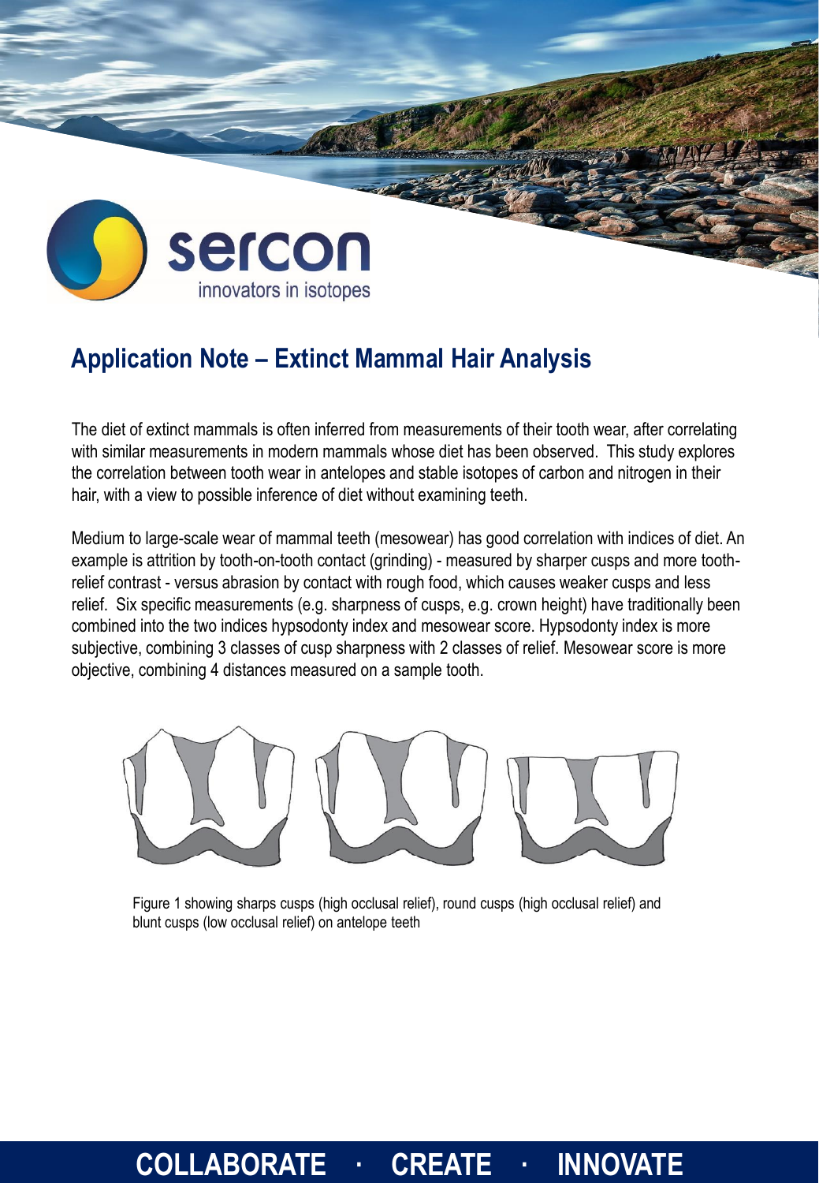sercon

innovators in isotopes

# Application Note – Extinct Mammal Hair Analysis

The diet of extinct mammals is often inferred from measurements of their tooth wear, after correlating with similar measurements in modern mammals whose diet has been observed. This study explores the correlation between tooth wear in antelopes and stable isotopes of carbon and nitrogen in their hair, with a view to possible inference of diet without examining teeth.

Medium to large-scale wear of mammal teeth (mesowear) has good correlation with indices of diet. An example is attrition by tooth-on-tooth contact (grinding) - measured by sharper cusps and more tooth-relief contrast - versus abrasion by contact with rough food, which causes weaker cusps and less relief. Six specific measurements (e.g. sharpness of cusps, e.g. crown height) have traditionally been combined into the two indices hypsodonty index and mesowear score. Hypsodonty index is more subjective, combining 3 classes of cusp sharpness with 2 classes of relief. Mesowear score is more objective, combining 4 distances measured on a sample tooth.

Figure 1 showing sharps cusps (high occlusal relief), round cusps (high occlusal relief) and blunt cusps (low occlusal relief) on antelope teeth

COLLABORATE · CREATE · INNOVATE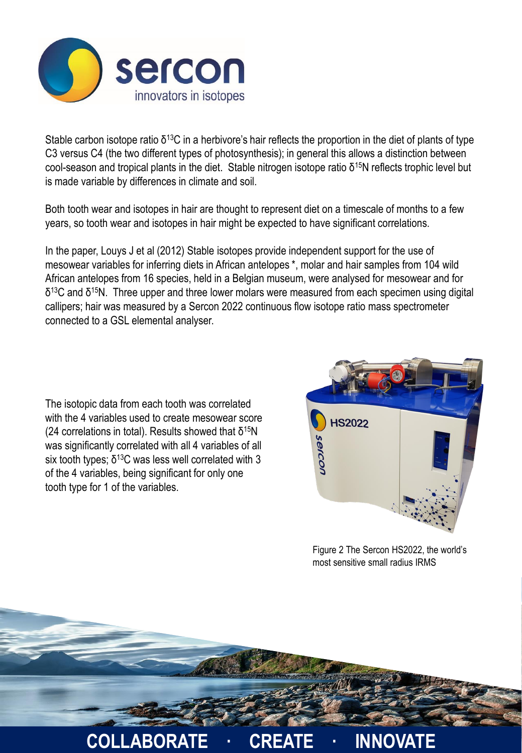Stable carbon isotope ratio $\delta^{13}C$ in a herbivore's hair reflects the proportion in the diet of plants of type C3 versus C4 (the two different types of photosynthesis); in general this allows a distinction between cool-season and tropical plants in the diet. Stable nitrogen isotope ratio $\delta^{15}N$ reflects trophic level but is made variable by differences in climate and soil.

Both tooth wear and isotopes in hair are thought to represent diet on a timescale of months to a few years, so tooth wear and isotopes in hair might be expected to have significant correlations.

In the paper, Louys J et al (2012) Stable isotopes provide independent support for the use of mesowear variables for inferring diets in African antelopes *, molar and hair samples from 104 wild African antelopes from 16 species, held in a Belgian museum, were analysed for mesowear and for $\delta^{13}C$ and $\delta^{15}N$. Three upper and three lower molars were measured from each specimen using digital callipers; hair was measured by a Sercon 2022 continuous flow isotope ratio mass spectrometer connected to a GSL elemental analyser.

The isotopic data from each tooth was correlated with the 4 variables used to create mesowear score (24 correlations in total). Results showed that $\delta^{15}N$ was significantly correlated with all 4 variables of all six tooth types; $\delta^{13}C$ was less well correlated with 3 of the 4 variables, being significant for only one tooth type for 1 of the variables.

Figure 2 The Sercon HS2022, the world's most sensitive small radius IRMS

COLLABORATE · CREATE · INNOVATE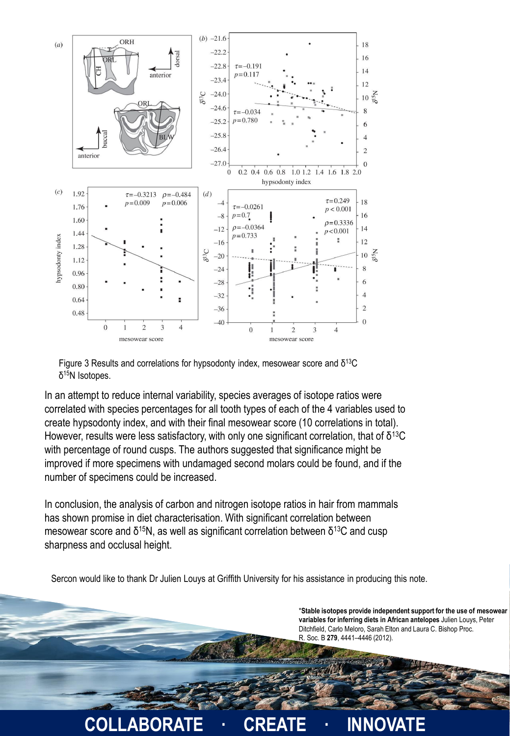(a)

ORH

ORL

CH

dorsal

anterior

ORL

BLW

buccal

anterior

(b)

$\tau = -0.191$
$p = 0.117$

$\tau = -0.034$
$p = 0.780$

$\delta^{13}C$

$\delta^{15}N$

hypsodonty index

(c)

$\tau = -0.3213$ $\rho = -0.484$
$p = 0.009$ $p = 0.006$

hypsodonty index

mesowear score

(d)

$\tau = -0.0261$
$p = 0.7$

$\rho = -0.0364$
$p = 0.733$

$\tau = 0.249$
$p < 0.001$

$\rho = 0.3336$
$p < 0.001$

$\delta^{13}C$

$\delta^{15}N$

mesowear score

Figure 3 Results and correlations for hypsodonty index, mesowear score and $\delta^{13}C$ $\delta^{15}N$ Isotopes.

In an attempt to reduce internal variability, species averages of isotope ratios were correlated with species percentages for all tooth types of each of the 4 variables used to create hypsodonty index, and with their final mesowear score (10 correlations in total). However, results were less satisfactory, with only one significant correlation, that of $\delta^{13}C$ with percentage of round cusps. The authors suggested that significance might be improved if more specimens with undamaged second molars could be found, and if the number of specimens could be increased.

In conclusion, the analysis of carbon and nitrogen isotope ratios in hair from mammals has shown promise in diet characterisation. With significant correlation between mesowear score and $\delta^{15}N$, as well as significant correlation between $\delta^{13}C$ and cusp sharpness and occlusal height.

Sercon would like to thank Dr Julien Louys at Griffith University for his assistance in producing this note.

***Stable isotopes provide independent support for the use of mesowear variables for inferring diets in African antelopes** Julien Louys, Peter Ditchfield, Carlo Meloro, Sarah Elton and Laura C. Bishop Proc. R. Soc. B **279**, 4441–4446 (2012).

COLLABORATE · CREATE · INNOVATE